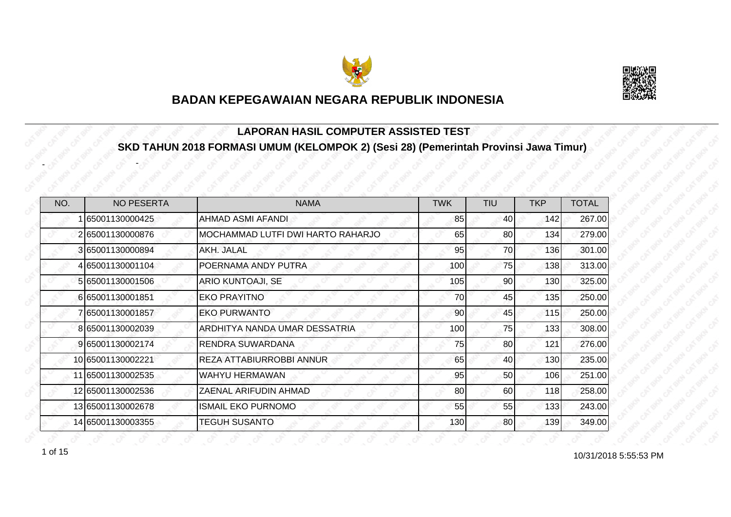# BADAN KEPEGAWAIAN NEGARA REPUBLIK INDONESIA

## LAPORAN HASIL COMPUTER ASSISTED TEST

## SKD TAHUN 2018 FORMASI UMUM (KELOMPOK 2) (Sesi 28) (Pemerintah Provinsi Jawa Timur)

- -

| NO. | NO PESERTA | NAMA | TWK | TIU | TKP | TOTAL |
|---|---|---|---|---|---|---|
| 1 | 65001130000425 | AHMAD ASMI AFANDI | 85 | 40 | 142 | 267.00 |
| 2 | 65001130000876 | MOCHAMMAD LUTFI DWI HARTO RAHARJO | 65 | 80 | 134 | 279.00 |
| 3 | 65001130000894 | AKH. JALAL | 95 | 70 | 136 | 301.00 |
| 4 | 65001130001104 | POERNAMA ANDY PUTRA | 100 | 75 | 138 | 313.00 |
| 5 | 65001130001506 | ARIO KUNTOAJI, SE | 105 | 90 | 130 | 325.00 |
| 6 | 65001130001851 | EKO PRAYITNO | 70 | 45 | 135 | 250.00 |
| 7 | 65001130001857 | EKO PURWANTO | 90 | 45 | 115 | 250.00 |
| 8 | 65001130002039 | ARDHITYA NANDA UMAR DESSATRIA | 100 | 75 | 133 | 308.00 |
| 9 | 65001130002174 | RENDRA SUWARDANA | 75 | 80 | 121 | 276.00 |
| 10 | 65001130002221 | REZA ATTABIURROBBI ANNUR | 65 | 40 | 130 | 235.00 |
| 11 | 65001130002535 | WAHYU HERMAWAN | 95 | 50 | 106 | 251.00 |
| 12 | 65001130002536 | ZAENAL ARIFUDIN AHMAD | 80 | 60 | 118 | 258.00 |
| 13 | 65001130002678 | ISMAIL EKO PURNOMO | 55 | 55 | 133 | 243.00 |
| 14 | 65001130003355 | TEGUH SUSANTO | 130 | 80 | 139 | 349.00 |

10/31/2018 5:55:53 PM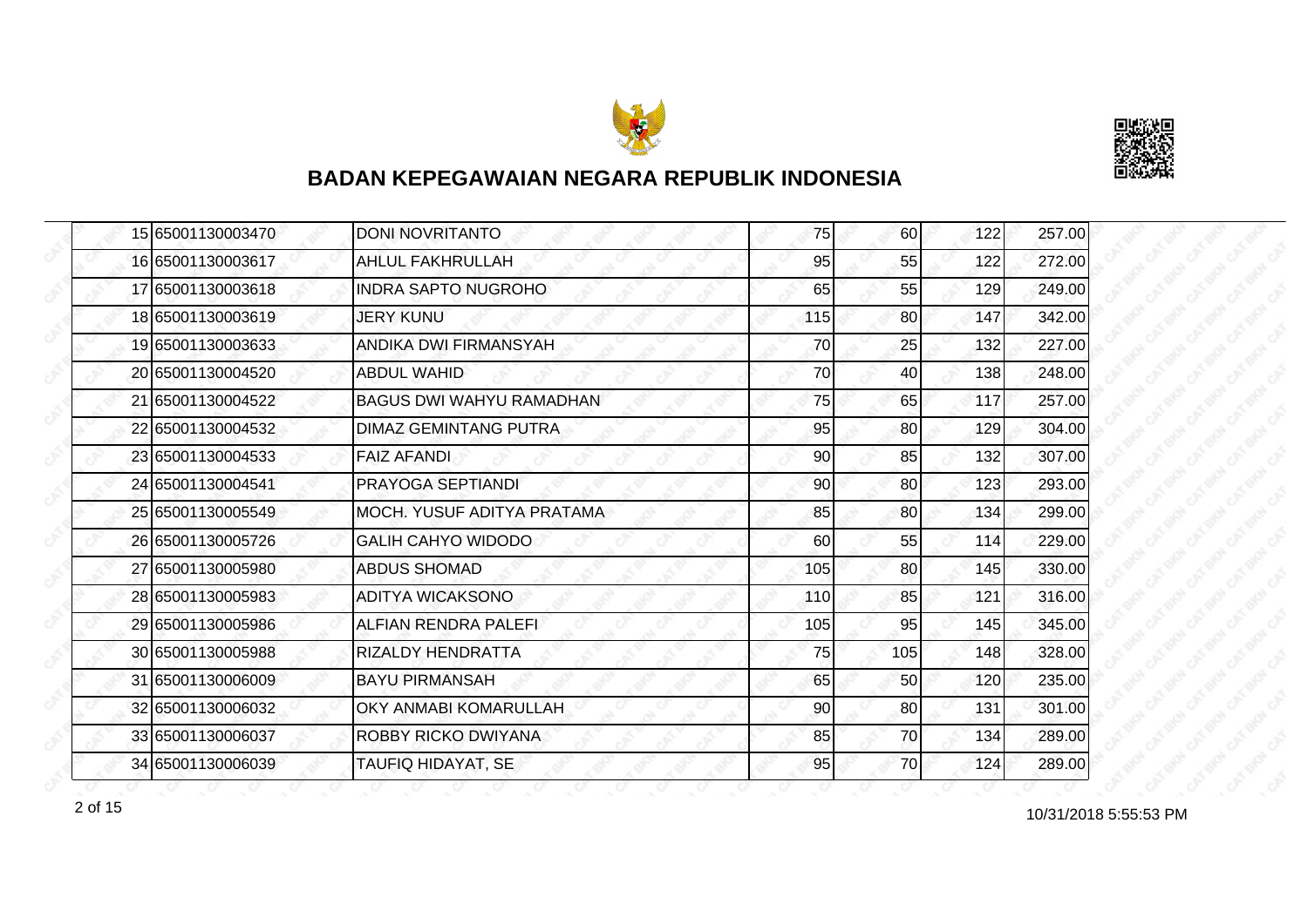| | | | | | | |
|---|---|---|---|---|---|---|
| 15 | 65001130003470 | DONI NOVRITANTO | 75 | 60 | 122 | 257.00 |
| 16 | 65001130003617 | AHLUL FAKHRULLAH | 95 | 55 | 122 | 272.00 |
| 17 | 65001130003618 | INDRA SAPTO NUGROHO | 65 | 55 | 129 | 249.00 |
| 18 | 65001130003619 | JERY KUNU | 115 | 80 | 147 | 342.00 |
| 19 | 65001130003633 | ANDIKA DWI FIRMANSYAH | 70 | 25 | 132 | 227.00 |
| 20 | 65001130004520 | ABDUL WAHID | 70 | 40 | 138 | 248.00 |
| 21 | 65001130004522 | BAGUS DWI WAHYU RAMADHAN | 75 | 65 | 117 | 257.00 |
| 22 | 65001130004532 | DIMAZ GEMINTANG PUTRA | 95 | 80 | 129 | 304.00 |
| 23 | 65001130004533 | FAIZ AFANDI | 90 | 85 | 132 | 307.00 |
| 24 | 65001130004541 | PRAYOGA SEPTIANDI | 90 | 80 | 123 | 293.00 |
| 25 | 65001130005549 | MOCH. YUSUF ADITYA PRATAMA | 85 | 80 | 134 | 299.00 |
| 26 | 65001130005726 | GALIH CAHYO WIDODO | 60 | 55 | 114 | 229.00 |
| 27 | 65001130005980 | ABDUS SHOMAD | 105 | 80 | 145 | 330.00 |
| 28 | 65001130005983 | ADITYA WICAKSONO | 110 | 85 | 121 | 316.00 |
| 29 | 65001130005986 | ALFIAN RENDRA PALEFI | 105 | 95 | 145 | 345.00 |
| 30 | 65001130005988 | RIZALDY HENDRATTA | 75 | 105 | 148 | 328.00 |
| 31 | 65001130006009 | BAYU PIRMANSAH | 65 | 50 | 120 | 235.00 |
| 32 | 65001130006032 | OKY ANMABI KOMARULLAH | 90 | 80 | 131 | 301.00 |
| 33 | 65001130006037 | ROBBY RICKO DWIYANA | 85 | 70 | 134 | 289.00 |
| 34 | 65001130006039 | TAUFIQ HIDAYAT, SE | 95 | 70 | 124 | 289.00 |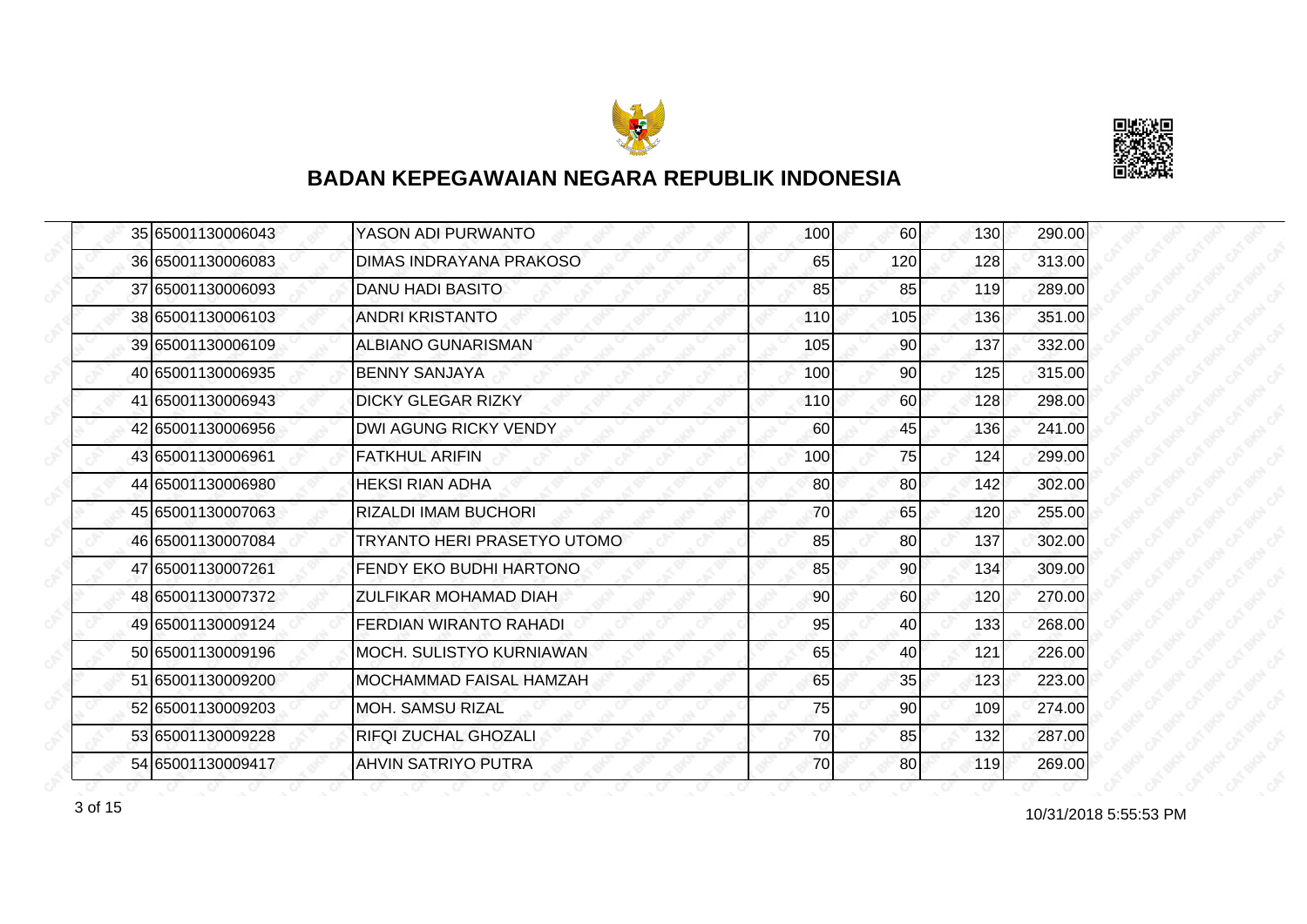## BADAN KEPEGAWAIAN NEGARA REPUBLIK INDONESIA

| | | | | | | |
|---|---|---|---|---|---|---|
| 35 | 65001130006043 | YASON ADI PURWANTO | 100 | 60 | 130 | 290.00 |
| 36 | 65001130006083 | DIMAS INDRAYANA PRAKOSO | 65 | 120 | 128 | 313.00 |
| 37 | 65001130006093 | DANU HADI BASITO | 85 | 85 | 119 | 289.00 |
| 38 | 65001130006103 | ANDRI KRISTANTO | 110 | 105 | 136 | 351.00 |
| 39 | 65001130006109 | ALBIANO GUNARISMAN | 105 | 90 | 137 | 332.00 |
| 40 | 65001130006935 | BENNY SANJAYA | 100 | 90 | 125 | 315.00 |
| 41 | 65001130006943 | DICKY GLEGAR RIZKY | 110 | 60 | 128 | 298.00 |
| 42 | 65001130006956 | DWI AGUNG RICKY VENDY | 60 | 45 | 136 | 241.00 |
| 43 | 65001130006961 | FATKHUL ARIFIN | 100 | 75 | 124 | 299.00 |
| 44 | 65001130006980 | HEKSI RIAN ADHA | 80 | 80 | 142 | 302.00 |
| 45 | 65001130007063 | RIZALDI IMAM BUCHORI | 70 | 65 | 120 | 255.00 |
| 46 | 65001130007084 | TRYANTO HERI PRASETYO UTOMO | 85 | 80 | 137 | 302.00 |
| 47 | 65001130007261 | FENDY EKO BUDHI HARTONO | 85 | 90 | 134 | 309.00 |
| 48 | 65001130007372 | ZULFIKAR MOHAMAD DIAH | 90 | 60 | 120 | 270.00 |
| 49 | 65001130009124 | FERDIAN WIRANTO RAHADI | 95 | 40 | 133 | 268.00 |
| 50 | 65001130009196 | MOCH. SULISTYO KURNIAWAN | 65 | 40 | 121 | 226.00 |
| 51 | 65001130009200 | MOCHAMMAD FAISAL HAMZAH | 65 | 35 | 123 | 223.00 |
| 52 | 65001130009203 | MOH. SAMSU RIZAL | 75 | 90 | 109 | 274.00 |
| 53 | 65001130009228 | RIFQI ZUCHAL GHOZALI | 70 | 85 | 132 | 287.00 |
| 54 | 65001130009417 | AHVIN SATRIYO PUTRA | 70 | 80 | 119 | 269.00 |

10/31/2018 5:55:53 PM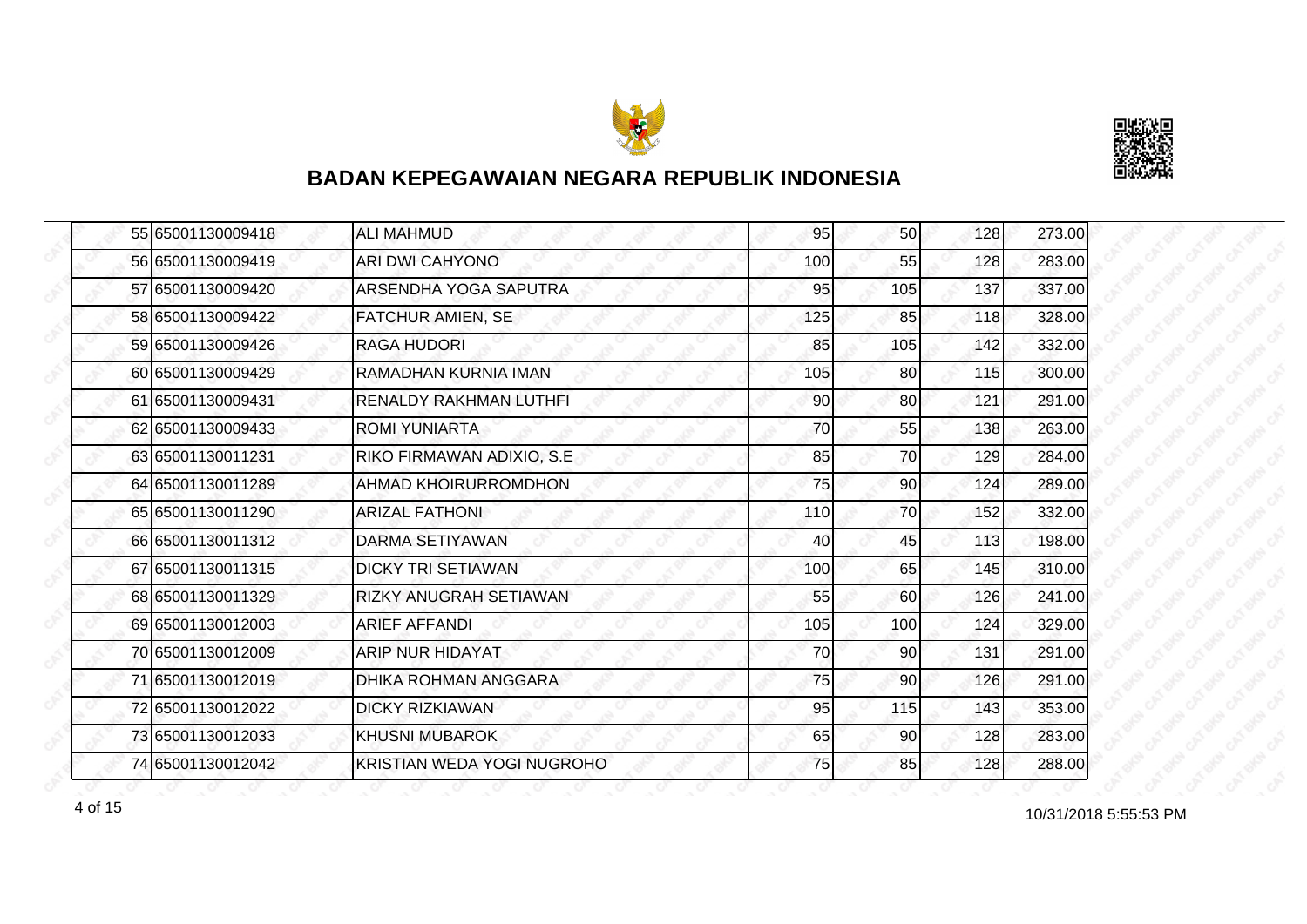# BADAN KEPEGAWAIAN NEGARA REPUBLIK INDONESIA

| | | | | | | |
|---|---|---|---|---|---|---|
| 55 | 65001130009418 | ALI MAHMUD | 95 | 50 | 128 | 273.00 |
| 56 | 65001130009419 | ARI DWI CAHYONO | 100 | 55 | 128 | 283.00 |
| 57 | 65001130009420 | ARSENDHA YOGA SAPUTRA | 95 | 105 | 137 | 337.00 |
| 58 | 65001130009422 | FATCHUR AMIEN, SE | 125 | 85 | 118 | 328.00 |
| 59 | 65001130009426 | RAGA HUDORI | 85 | 105 | 142 | 332.00 |
| 60 | 65001130009429 | RAMADHAN KURNIA IMAN | 105 | 80 | 115 | 300.00 |
| 61 | 65001130009431 | RENALDY RAKHMAN LUTHFI | 90 | 80 | 121 | 291.00 |
| 62 | 65001130009433 | ROMI YUNIARTA | 70 | 55 | 138 | 263.00 |
| 63 | 65001130011231 | RIKO FIRMAWAN ADIXIO, S.E | 85 | 70 | 129 | 284.00 |
| 64 | 65001130011289 | AHMAD KHOIRURROMDHON | 75 | 90 | 124 | 289.00 |
| 65 | 65001130011290 | ARIZAL FATHONI | 110 | 70 | 152 | 332.00 |
| 66 | 65001130011312 | DARMA SETIYAWAN | 40 | 45 | 113 | 198.00 |
| 67 | 65001130011315 | DICKY TRI SETIAWAN | 100 | 65 | 145 | 310.00 |
| 68 | 65001130011329 | RIZKY ANUGRAH SETIAWAN | 55 | 60 | 126 | 241.00 |
| 69 | 65001130012003 | ARIEF AFFANDI | 105 | 100 | 124 | 329.00 |
| 70 | 65001130012009 | ARIP NUR HIDAYAT | 70 | 90 | 131 | 291.00 |
| 71 | 65001130012019 | DHIKA ROHMAN ANGGARA | 75 | 90 | 126 | 291.00 |
| 72 | 65001130012022 | DICKY RIZKIAWAN | 95 | 115 | 143 | 353.00 |
| 73 | 65001130012033 | KHUSNI MUBAROK | 65 | 90 | 128 | 283.00 |
| 74 | 65001130012042 | KRISTIAN WEDA YOGI NUGROHO | 75 | 85 | 128 | 288.00 |

10/31/2018 5:55:53 PM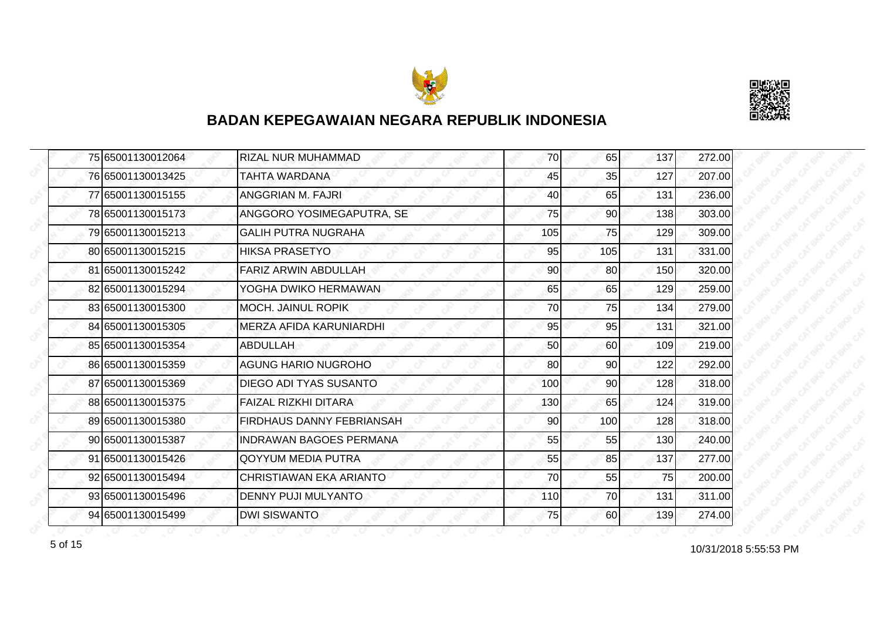# BADAN KEPEGAWAIAN NEGARA REPUBLIK INDONESIA

| | | | | | | |
|---|---|---|---|---|---|---|
| 75 | 65001130012064 | RIZAL NUR MUHAMMAD | 70 | 65 | 137 | 272.00 |
| 76 | 65001130013425 | TAHTA WARDANA | 45 | 35 | 127 | 207.00 |
| 77 | 65001130015155 | ANGGRIAN M. FAJRI | 40 | 65 | 131 | 236.00 |
| 78 | 65001130015173 | ANGGORO YOSIMEGAPUTRA, SE | 75 | 90 | 138 | 303.00 |
| 79 | 65001130015213 | GALIH PUTRA NUGRAHA | 105 | 75 | 129 | 309.00 |
| 80 | 65001130015215 | HIKSA PRASETYO | 95 | 105 | 131 | 331.00 |
| 81 | 65001130015242 | FARIZ ARWIN ABDULLAH | 90 | 80 | 150 | 320.00 |
| 82 | 65001130015294 | YOGHA DWIKO HERMAWAN | 65 | 65 | 129 | 259.00 |
| 83 | 65001130015300 | MOCH. JAINUL ROPIK | 70 | 75 | 134 | 279.00 |
| 84 | 65001130015305 | MERZA AFIDA KARUNIARDHI | 95 | 95 | 131 | 321.00 |
| 85 | 65001130015354 | ABDULLAH | 50 | 60 | 109 | 219.00 |
| 86 | 65001130015359 | AGUNG HARIO NUGROHO | 80 | 90 | 122 | 292.00 |
| 87 | 65001130015369 | DIEGO ADI TYAS SUSANTO | 100 | 90 | 128 | 318.00 |
| 88 | 65001130015375 | FAIZAL RIZKHI DITARA | 130 | 65 | 124 | 319.00 |
| 89 | 65001130015380 | FIRDHAUS DANNY FEBRIANSAH | 90 | 100 | 128 | 318.00 |
| 90 | 65001130015387 | INDRAWAN BAGOES PERMANA | 55 | 55 | 130 | 240.00 |
| 91 | 65001130015426 | QOYYUM MEDIA PUTRA | 55 | 85 | 137 | 277.00 |
| 92 | 65001130015494 | CHRISTIAWAN EKA ARIANTO | 70 | 55 | 75 | 200.00 |
| 93 | 65001130015496 | DENNY PUJI MULYANTO | 110 | 70 | 131 | 311.00 |
| 94 | 65001130015499 | DWI SISWANTO | 75 | 60 | 139 | 274.00 |

10/31/2018 5:55:53 PM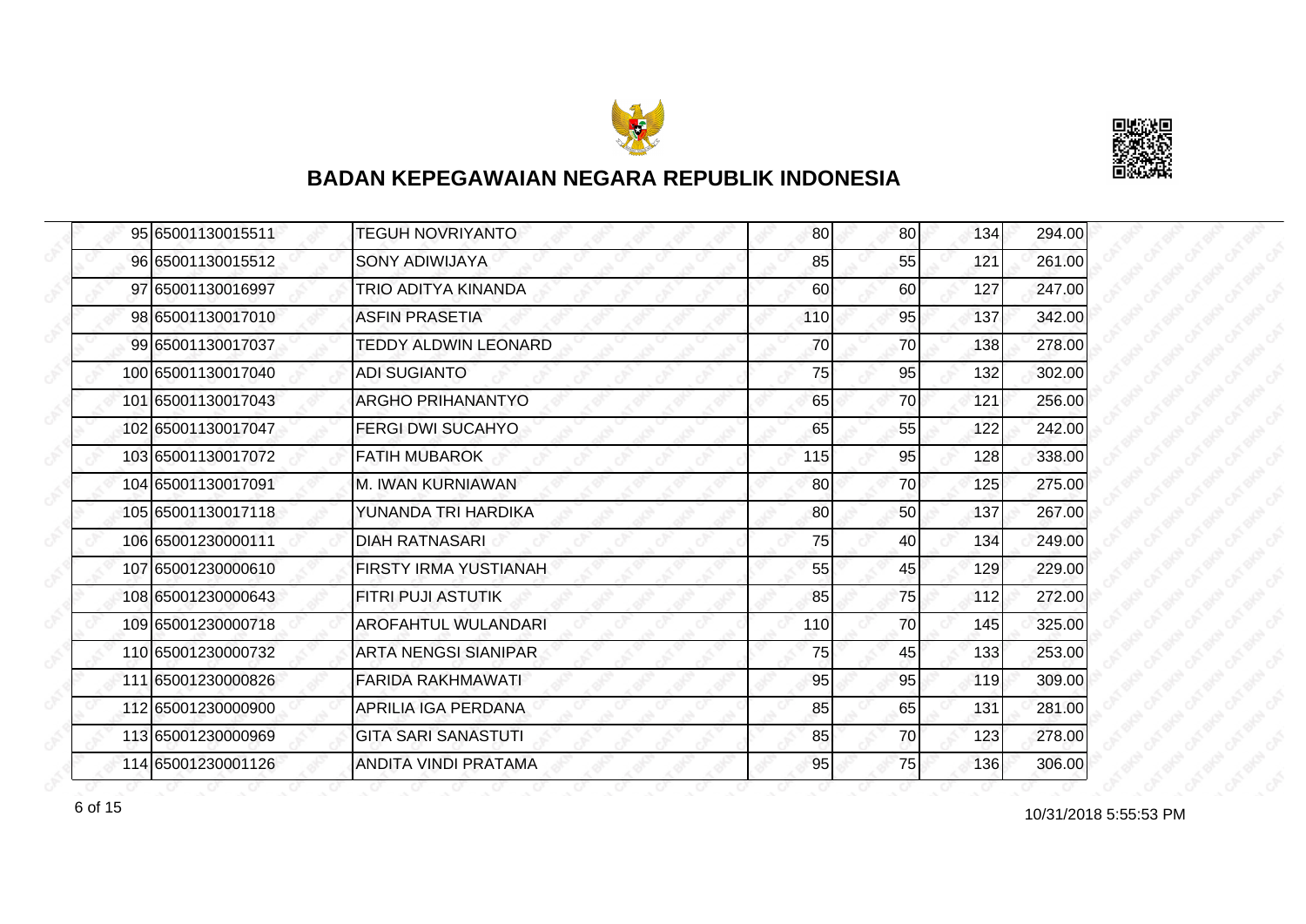# BADAN KEPEGAWAIAN NEGARA REPUBLIK INDONESIA

| | | | | | | |
|---|---|---|---|---|---|---|
| 95 | 65001130015511 | TEGUH NOVRIYANTO | 80 | 80 | 134 | 294.00 |
| 96 | 65001130015512 | SONY ADIWIJAYA | 85 | 55 | 121 | 261.00 |
| 97 | 65001130016997 | TRIO ADITYA KINANDA | 60 | 60 | 127 | 247.00 |
| 98 | 65001130017010 | ASFIN PRASETIA | 110 | 95 | 137 | 342.00 |
| 99 | 65001130017037 | TEDDY ALDWIN LEONARD | 70 | 70 | 138 | 278.00 |
| 100 | 65001130017040 | ADI SUGIANTO | 75 | 95 | 132 | 302.00 |
| 101 | 65001130017043 | ARGHO PRIHANANTYO | 65 | 70 | 121 | 256.00 |
| 102 | 65001130017047 | FERGI DWI SUCAHYO | 65 | 55 | 122 | 242.00 |
| 103 | 65001130017072 | FATIH MUBAROK | 115 | 95 | 128 | 338.00 |
| 104 | 65001130017091 | M. IWAN KURNIAWAN | 80 | 70 | 125 | 275.00 |
| 105 | 65001130017118 | YUNANDA TRI HARDIKA | 80 | 50 | 137 | 267.00 |
| 106 | 65001230000111 | DIAH RATNASARI | 75 | 40 | 134 | 249.00 |
| 107 | 65001230000610 | FIRSTY IRMA YUSTIANAH | 55 | 45 | 129 | 229.00 |
| 108 | 65001230000643 | FITRI PUJI ASTUTIK | 85 | 75 | 112 | 272.00 |
| 109 | 65001230000718 | AROFAHTUL WULANDARI | 110 | 70 | 145 | 325.00 |
| 110 | 65001230000732 | ARTA NENGSI SIANIPAR | 75 | 45 | 133 | 253.00 |
| 111 | 65001230000826 | FARIDA RAKHMAWATI | 95 | 95 | 119 | 309.00 |
| 112 | 65001230000900 | APRILIA IGA PERDANA | 85 | 65 | 131 | 281.00 |
| 113 | 65001230000969 | GITA SARI SANASTUTI | 85 | 70 | 123 | 278.00 |
| 114 | 65001230001126 | ANDITA VINDI PRATAMA | 95 | 75 | 136 | 306.00 |

10/31/2018 5:55:53 PM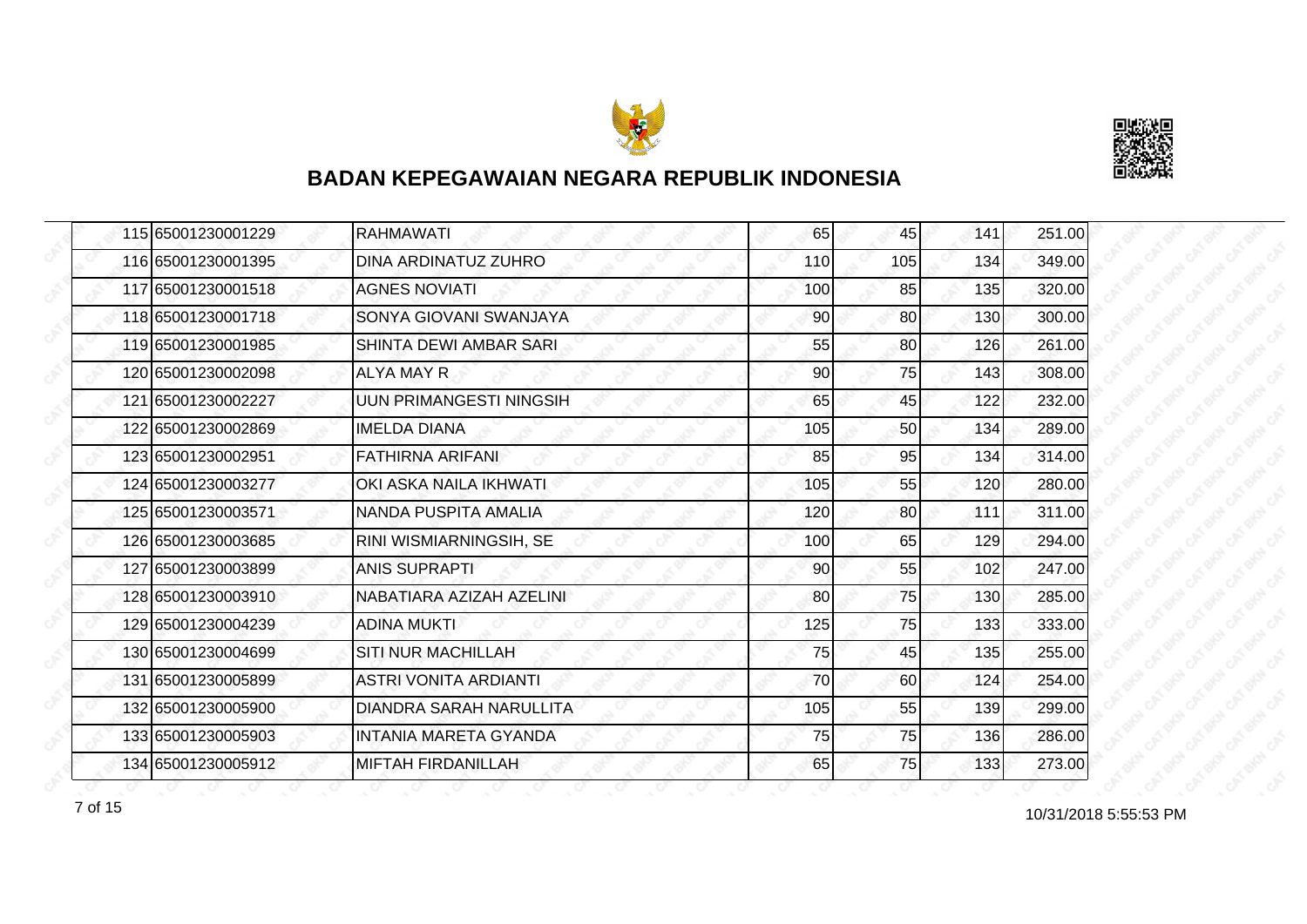# BADAN KEPEGAWAIAN NEGARA REPUBLIK INDONESIA

| | | | | | | |
|---|---|---|---|---|---|---|
| 115 | 65001230001229 | RAHMAWATI | 65 | 45 | 141 | 251.00 |
| 116 | 65001230001395 | DINA ARDINATUZ ZUHRO | 110 | 105 | 134 | 349.00 |
| 117 | 65001230001518 | AGNES NOVIATI | 100 | 85 | 135 | 320.00 |
| 118 | 65001230001718 | SONYA GIOVANI SWANJAYA | 90 | 80 | 130 | 300.00 |
| 119 | 65001230001985 | SHINTA DEWI AMBAR SARI | 55 | 80 | 126 | 261.00 |
| 120 | 65001230002098 | ALYA MAY R | 90 | 75 | 143 | 308.00 |
| 121 | 65001230002227 | UUN PRIMANGESTI NINGSIH | 65 | 45 | 122 | 232.00 |
| 122 | 65001230002869 | IMELDA DIANA | 105 | 50 | 134 | 289.00 |
| 123 | 65001230002951 | FATHIRNA ARIFANI | 85 | 95 | 134 | 314.00 |
| 124 | 65001230003277 | OKI ASKA NAILA IKHWATI | 105 | 55 | 120 | 280.00 |
| 125 | 65001230003571 | NANDA PUSPITA AMALIA | 120 | 80 | 111 | 311.00 |
| 126 | 65001230003685 | RINI WISMIARNINGSIH, SE | 100 | 65 | 129 | 294.00 |
| 127 | 65001230003899 | ANIS SUPRAPTI | 90 | 55 | 102 | 247.00 |
| 128 | 65001230003910 | NABATIARA AZIZAH AZELINI | 80 | 75 | 130 | 285.00 |
| 129 | 65001230004239 | ADINA MUKTI | 125 | 75 | 133 | 333.00 |
| 130 | 65001230004699 | SITI NUR MACHILLAH | 75 | 45 | 135 | 255.00 |
| 131 | 65001230005899 | ASTRI VONITA ARDIANTI | 70 | 60 | 124 | 254.00 |
| 132 | 65001230005900 | DIANDRA SARAH NARULLITA | 105 | 55 | 139 | 299.00 |
| 133 | 65001230005903 | INTANIA MARETA GYANDA | 75 | 75 | 136 | 286.00 |
| 134 | 65001230005912 | MIFTAH FIRDANILLAH | 65 | 75 | 133 | 273.00 |

10/31/2018 5:55:53 PM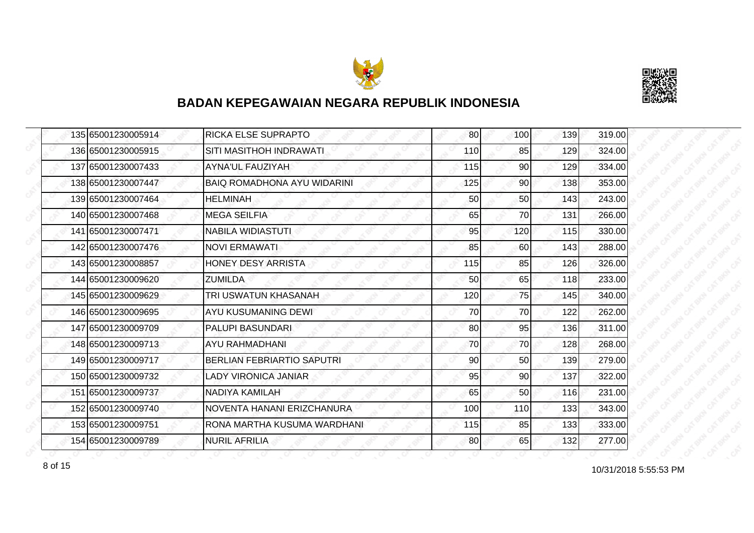# BADAN KEPEGAWAIAN NEGARA REPUBLIK INDONESIA

| | | | | | | |
|---|---|---|---|---|---|---|
| 135 | 65001230005914 | RICKA ELSE SUPRAPTO | 80 | 100 | 139 | 319.00 |
| 136 | 65001230005915 | SITI MASITHOH INDRAWATI | 110 | 85 | 129 | 324.00 |
| 137 | 65001230007433 | AYNA'UL FAUZIYAH | 115 | 90 | 129 | 334.00 |
| 138 | 65001230007447 | BAIQ ROMADHONA AYU WIDARINI | 125 | 90 | 138 | 353.00 |
| 139 | 65001230007464 | HELMINAH | 50 | 50 | 143 | 243.00 |
| 140 | 65001230007468 | MEGA SEILFIA | 65 | 70 | 131 | 266.00 |
| 141 | 65001230007471 | NABILA WIDIASTUTI | 95 | 120 | 115 | 330.00 |
| 142 | 65001230007476 | NOVI ERMAWATI | 85 | 60 | 143 | 288.00 |
| 143 | 65001230008857 | HONEY DESY ARRISTA | 115 | 85 | 126 | 326.00 |
| 144 | 65001230009620 | ZUMILDA | 50 | 65 | 118 | 233.00 |
| 145 | 65001230009629 | TRI USWATUN KHASANAH | 120 | 75 | 145 | 340.00 |
| 146 | 65001230009695 | AYU KUSUMANING DEWI | 70 | 70 | 122 | 262.00 |
| 147 | 65001230009709 | PALUPI BASUNDARI | 80 | 95 | 136 | 311.00 |
| 148 | 65001230009713 | AYU RAHMADHANI | 70 | 70 | 128 | 268.00 |
| 149 | 65001230009717 | BERLIAN FEBRIARTIO SAPUTRI | 90 | 50 | 139 | 279.00 |
| 150 | 65001230009732 | LADY VIRONICA JANIAR | 95 | 90 | 137 | 322.00 |
| 151 | 65001230009737 | NADIYA KAMILAH | 65 | 50 | 116 | 231.00 |
| 152 | 65001230009740 | NOVENTA HANANI ERIZCHANURA | 100 | 110 | 133 | 343.00 |
| 153 | 65001230009751 | RONA MARTHA KUSUMA WARDHANI | 115 | 85 | 133 | 333.00 |
| 154 | 65001230009789 | NURIL AFRILIA | 80 | 65 | 132 | 277.00 |

10/31/2018 5:55:53 PM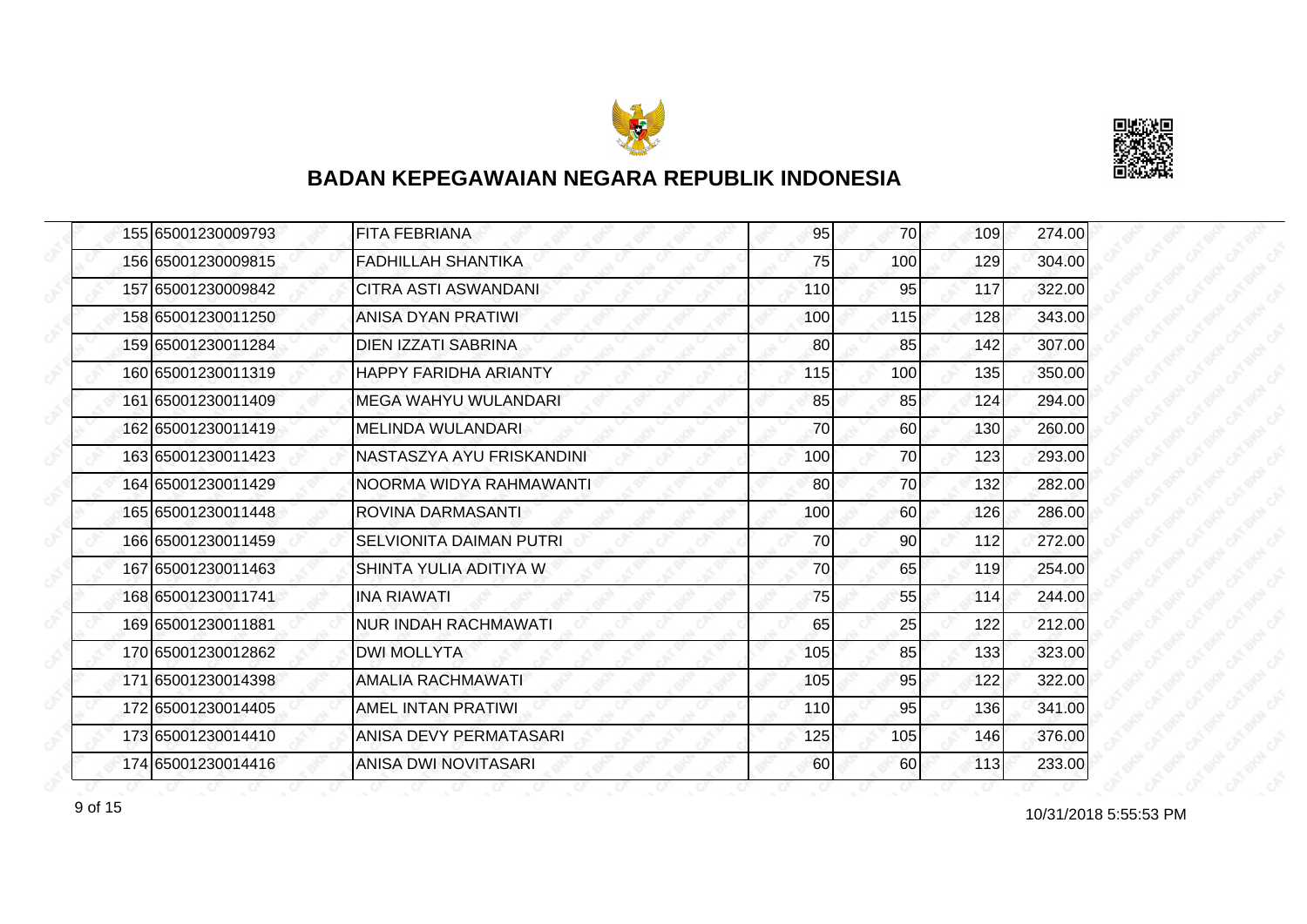# BADAN KEPEGAWAIAN NEGARA REPUBLIK INDONESIA

| | | | | | | |
|---|---|---|---|---|---|---|
| 155 | 65001230009793 | FITA FEBRIANA | 95 | 70 | 109 | 274.00 |
| 156 | 65001230009815 | FADHILLAH SHANTIKA | 75 | 100 | 129 | 304.00 |
| 157 | 65001230009842 | CITRA ASTI ASWANDANI | 110 | 95 | 117 | 322.00 |
| 158 | 65001230011250 | ANISA DYAN PRATIWI | 100 | 115 | 128 | 343.00 |
| 159 | 65001230011284 | DIEN IZZATI SABRINA | 80 | 85 | 142 | 307.00 |
| 160 | 65001230011319 | HAPPY FARIDHA ARIANTY | 115 | 100 | 135 | 350.00 |
| 161 | 65001230011409 | MEGA WAHYU WULANDARI | 85 | 85 | 124 | 294.00 |
| 162 | 65001230011419 | MELINDA WULANDARI | 70 | 60 | 130 | 260.00 |
| 163 | 65001230011423 | NASTASZYA AYU FRISKANDINI | 100 | 70 | 123 | 293.00 |
| 164 | 65001230011429 | NOORMA WIDYA RAHMAWANTI | 80 | 70 | 132 | 282.00 |
| 165 | 65001230011448 | ROVINA DARMASANTI | 100 | 60 | 126 | 286.00 |
| 166 | 65001230011459 | SELVIONITA DAIMAN PUTRI | 70 | 90 | 112 | 272.00 |
| 167 | 65001230011463 | SHINTA YULIA ADITIYA W | 70 | 65 | 119 | 254.00 |
| 168 | 65001230011741 | INA RIAWATI | 75 | 55 | 114 | 244.00 |
| 169 | 65001230011881 | NUR INDAH RACHMAWATI | 65 | 25 | 122 | 212.00 |
| 170 | 65001230012862 | DWI MOLLYTA | 105 | 85 | 133 | 323.00 |
| 171 | 65001230014398 | AMALIA RACHMAWATI | 105 | 95 | 122 | 322.00 |
| 172 | 65001230014405 | AMEL INTAN PRATIWI | 110 | 95 | 136 | 341.00 |
| 173 | 65001230014410 | ANISA DEVY PERMATASARI | 125 | 105 | 146 | 376.00 |
| 174 | 65001230014416 | ANISA DWI NOVITASARI | 60 | 60 | 113 | 233.00 |

10/31/2018 5:55:53 PM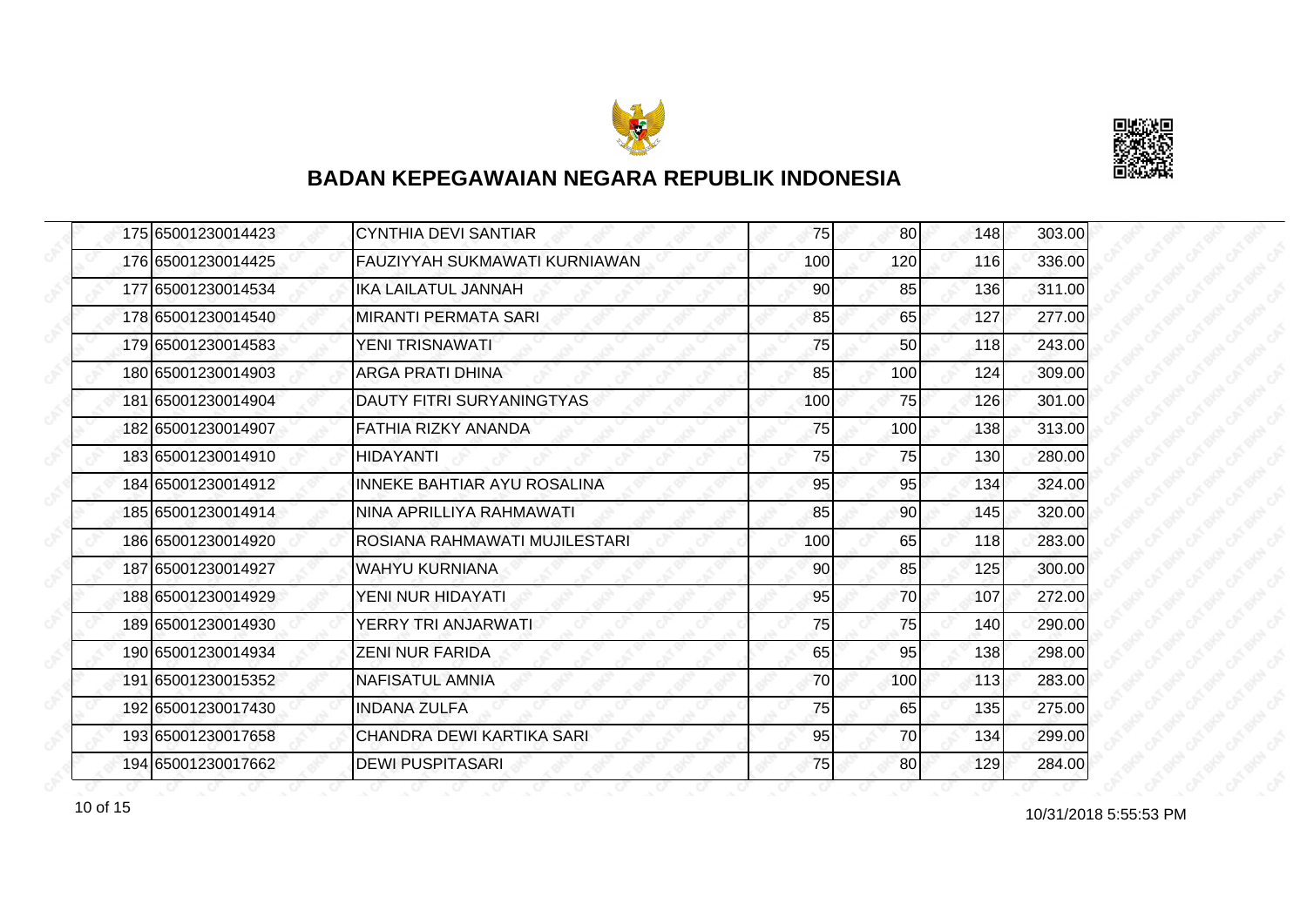# BADAN KEPEGAWAIAN NEGARA REPUBLIK INDONESIA

| | | | | | | |
|---|---|---|---|---|---|---|
| 175 | 65001230014423 | CYNTHIA DEVI SANTIAR | 75 | 80 | 148 | 303.00 |
| 176 | 65001230014425 | FAUZIYYAH SUKMAWATI KURNIAWAN | 100 | 120 | 116 | 336.00 |
| 177 | 65001230014534 | IKA LAILATUL JANNAH | 90 | 85 | 136 | 311.00 |
| 178 | 65001230014540 | MIRANTI PERMATA SARI | 85 | 65 | 127 | 277.00 |
| 179 | 65001230014583 | YENI TRISNAWATI | 75 | 50 | 118 | 243.00 |
| 180 | 65001230014903 | ARGA PRATI DHINA | 85 | 100 | 124 | 309.00 |
| 181 | 65001230014904 | DAUTY FITRI SURYANINGTYAS | 100 | 75 | 126 | 301.00 |
| 182 | 65001230014907 | FATHIA RIZKY ANANDA | 75 | 100 | 138 | 313.00 |
| 183 | 65001230014910 | HIDAYANTI | 75 | 75 | 130 | 280.00 |
| 184 | 65001230014912 | INNEKE BAHTIAR AYU ROSALINA | 95 | 95 | 134 | 324.00 |
| 185 | 65001230014914 | NINA APRILLIYA RAHMAWATI | 85 | 90 | 145 | 320.00 |
| 186 | 65001230014920 | ROSIANA RAHMAWATI MUJILESTARI | 100 | 65 | 118 | 283.00 |
| 187 | 65001230014927 | WAHYU KURNIANA | 90 | 85 | 125 | 300.00 |
| 188 | 65001230014929 | YENI NUR HIDAYATI | 95 | 70 | 107 | 272.00 |
| 189 | 65001230014930 | YERRY TRI ANJARWATI | 75 | 75 | 140 | 290.00 |
| 190 | 65001230014934 | ZENI NUR FARIDA | 65 | 95 | 138 | 298.00 |
| 191 | 65001230015352 | NAFISATUL AMNIA | 70 | 100 | 113 | 283.00 |
| 192 | 65001230017430 | INDANA ZULFA | 75 | 65 | 135 | 275.00 |
| 193 | 65001230017658 | CHANDRA DEWI KARTIKA SARI | 95 | 70 | 134 | 299.00 |
| 194 | 65001230017662 | DEWI PUSPITASARI | 75 | 80 | 129 | 284.00 |

10/31/2018 5:55:53 PM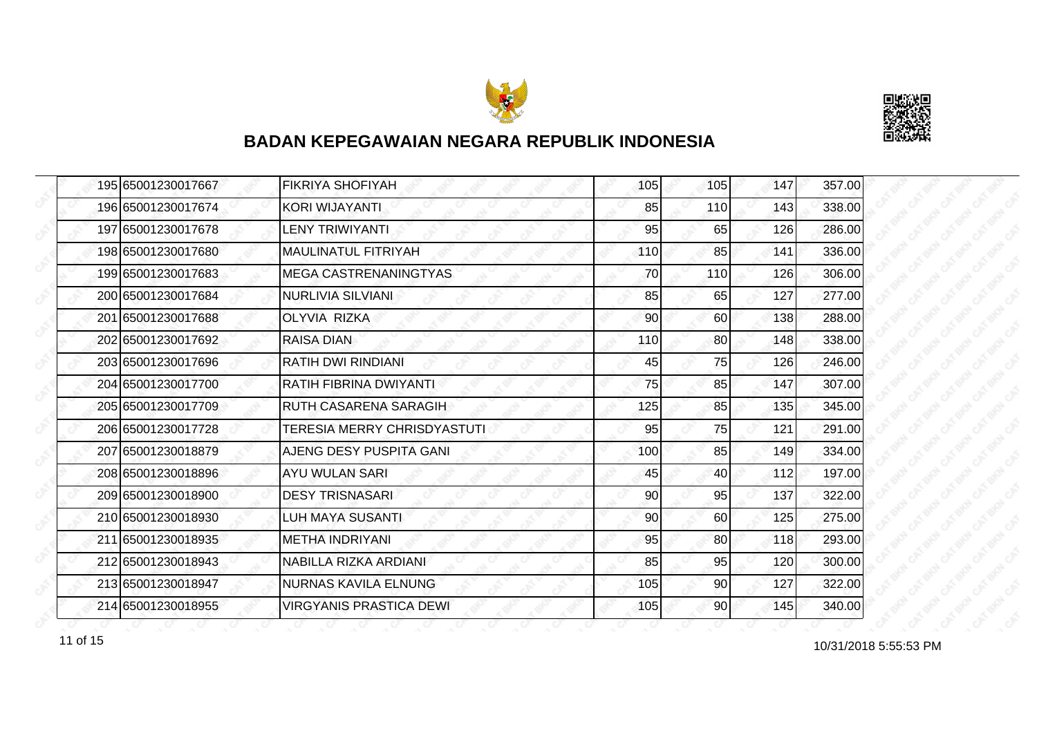## BADAN KEPEGAWAIAN NEGARA REPUBLIK INDONESIA

| | | | | | | |
|---|---|---|---|---|---|---|
| 195 | 65001230017667 | FIKRIYA SHOFIYAH | 105 | 105 | 147 | 357.00 |
| 196 | 65001230017674 | KORI WIJAYANTI | 85 | 110 | 143 | 338.00 |
| 197 | 65001230017678 | LENY TRIWIYANTI | 95 | 65 | 126 | 286.00 |
| 198 | 65001230017680 | MAULINATUL FITRIYAH | 110 | 85 | 141 | 336.00 |
| 199 | 65001230017683 | MEGA CASTRENANINGTYAS | 70 | 110 | 126 | 306.00 |
| 200 | 65001230017684 | NURLIVIA SILVIANI | 85 | 65 | 127 | 277.00 |
| 201 | 65001230017688 | OLYVIA RIZKA | 90 | 60 | 138 | 288.00 |
| 202 | 65001230017692 | RAISA DIAN | 110 | 80 | 148 | 338.00 |
| 203 | 65001230017696 | RATIH DWI RINDIANI | 45 | 75 | 126 | 246.00 |
| 204 | 65001230017700 | RATIH FIBRINA DWIYANTI | 75 | 85 | 147 | 307.00 |
| 205 | 65001230017709 | RUTH CASARENA SARAGIH | 125 | 85 | 135 | 345.00 |
| 206 | 65001230017728 | TERESIA MERRY CHRISDYASTUTI | 95 | 75 | 121 | 291.00 |
| 207 | 65001230018879 | AJENG DESY PUSPITA GANI | 100 | 85 | 149 | 334.00 |
| 208 | 65001230018896 | AYU WULAN SARI | 45 | 40 | 112 | 197.00 |
| 209 | 65001230018900 | DESY TRISNASARI | 90 | 95 | 137 | 322.00 |
| 210 | 65001230018930 | LUH MAYA SUSANTI | 90 | 60 | 125 | 275.00 |
| 211 | 65001230018935 | METHA INDRIYANI | 95 | 80 | 118 | 293.00 |
| 212 | 65001230018943 | NABILLA RIZKA ARDIANI | 85 | 95 | 120 | 300.00 |
| 213 | 65001230018947 | NURNAS KAVILA ELNUNG | 105 | 90 | 127 | 322.00 |
| 214 | 65001230018955 | VIRGYANIS PRASTICA DEWI | 105 | 90 | 145 | 340.00 |

10/31/2018 5:55:53 PM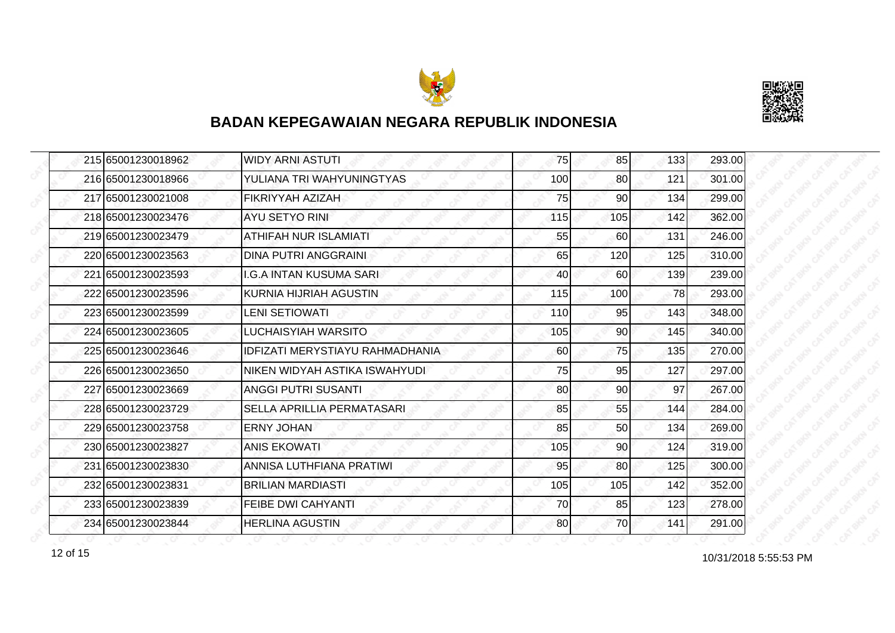# BADAN KEPEGAWAIAN NEGARA REPUBLIK INDONESIA

| | | | | | | |
|---|---|---|---|---|---|---|
| 215 | 65001230018962 | WIDY ARNI ASTUTI | 75 | 85 | 133 | 293.00 |
| 216 | 65001230018966 | YULIANA TRI WAHYUNINGTYAS | 100 | 80 | 121 | 301.00 |
| 217 | 65001230021008 | FIKRIYYAH AZIZAH | 75 | 90 | 134 | 299.00 |
| 218 | 65001230023476 | AYU SETYO RINI | 115 | 105 | 142 | 362.00 |
| 219 | 65001230023479 | ATHIFAH NUR ISLAMIATI | 55 | 60 | 131 | 246.00 |
| 220 | 65001230023563 | DINA PUTRI ANGGRAINI | 65 | 120 | 125 | 310.00 |
| 221 | 65001230023593 | I.G.A INTAN KUSUMA SARI | 40 | 60 | 139 | 239.00 |
| 222 | 65001230023596 | KURNIA HIJRIAH AGUSTIN | 115 | 100 | 78 | 293.00 |
| 223 | 65001230023599 | LENI SETIOWATI | 110 | 95 | 143 | 348.00 |
| 224 | 65001230023605 | LUCHAISYIAH WARSITO | 105 | 90 | 145 | 340.00 |
| 225 | 65001230023646 | IDFIZATI MERYSTIAYU RAHMADHANIA | 60 | 75 | 135 | 270.00 |
| 226 | 65001230023650 | NIKEN WIDYAH ASTIKA ISWAHYUDI | 75 | 95 | 127 | 297.00 |
| 227 | 65001230023669 | ANGGI PUTRI SUSANTI | 80 | 90 | 97 | 267.00 |
| 228 | 65001230023729 | SELLA APRILLIA PERMATASARI | 85 | 55 | 144 | 284.00 |
| 229 | 65001230023758 | ERNY JOHAN | 85 | 50 | 134 | 269.00 |
| 230 | 65001230023827 | ANIS EKOWATI | 105 | 90 | 124 | 319.00 |
| 231 | 65001230023830 | ANNISA LUTHFIANA PRATIWI | 95 | 80 | 125 | 300.00 |
| 232 | 65001230023831 | BRILIAN MARDIASTI | 105 | 105 | 142 | 352.00 |
| 233 | 65001230023839 | FEIBE DWI CAHYANTI | 70 | 85 | 123 | 278.00 |
| 234 | 65001230023844 | HERLINA AGUSTIN | 80 | 70 | 141 | 291.00 |

10/31/2018 5:55:53 PM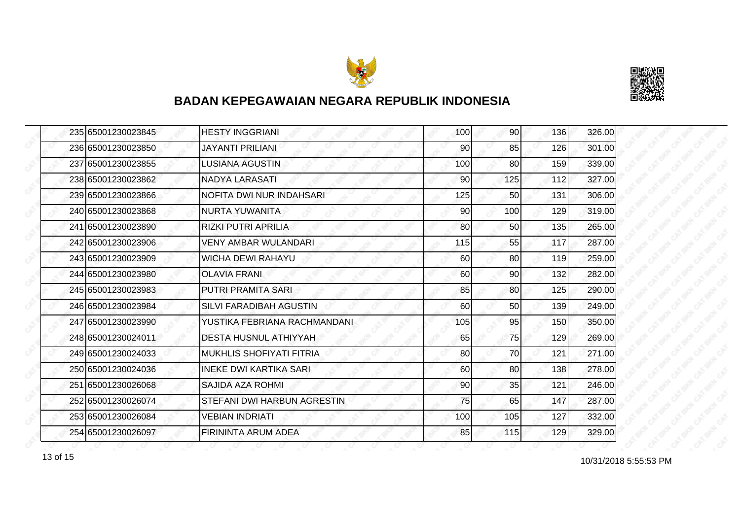# BADAN KEPEGAWAIAN NEGARA REPUBLIK INDONESIA

| | | | | | | |
|---|---|---|---|---|---|---|
| 235 | 65001230023845 | HESTY INGGRIANI | 100 | 90 | 136 | 326.00 |
| 236 | 65001230023850 | JAYANTI PRILIANI | 90 | 85 | 126 | 301.00 |
| 237 | 65001230023855 | LUSIANA AGUSTIN | 100 | 80 | 159 | 339.00 |
| 238 | 65001230023862 | NADYA LARASATI | 90 | 125 | 112 | 327.00 |
| 239 | 65001230023866 | NOFITA DWI NUR INDAHSARI | 125 | 50 | 131 | 306.00 |
| 240 | 65001230023868 | NURTA YUWANITA | 90 | 100 | 129 | 319.00 |
| 241 | 65001230023890 | RIZKI PUTRI APRILIA | 80 | 50 | 135 | 265.00 |
| 242 | 65001230023906 | VENY AMBAR WULANDARI | 115 | 55 | 117 | 287.00 |
| 243 | 65001230023909 | WICHA DEWI RAHAYU | 60 | 80 | 119 | 259.00 |
| 244 | 65001230023980 | OLAVIA FRANI | 60 | 90 | 132 | 282.00 |
| 245 | 65001230023983 | PUTRI PRAMITA SARI | 85 | 80 | 125 | 290.00 |
| 246 | 65001230023984 | SILVI FARADIBAH AGUSTIN | 60 | 50 | 139 | 249.00 |
| 247 | 65001230023990 | YUSTIKA FEBRIANA RACHMANDANI | 105 | 95 | 150 | 350.00 |
| 248 | 65001230024011 | DESTA HUSNUL ATHIYYAH | 65 | 75 | 129 | 269.00 |
| 249 | 65001230024033 | MUKHLIS SHOFIYATI FITRIA | 80 | 70 | 121 | 271.00 |
| 250 | 65001230024036 | INEKE DWI KARTIKA SARI | 60 | 80 | 138 | 278.00 |
| 251 | 65001230026068 | SAJIDA AZA ROHMI | 90 | 35 | 121 | 246.00 |
| 252 | 65001230026074 | STEFANI DWI HARBUN AGRESTIN | 75 | 65 | 147 | 287.00 |
| 253 | 65001230026084 | VEBIAN INDRIATI | 100 | 105 | 127 | 332.00 |
| 254 | 65001230026097 | FIRININTA ARUM ADEA | 85 | 115 | 129 | 329.00 |

10/31/2018 5:55:53 PM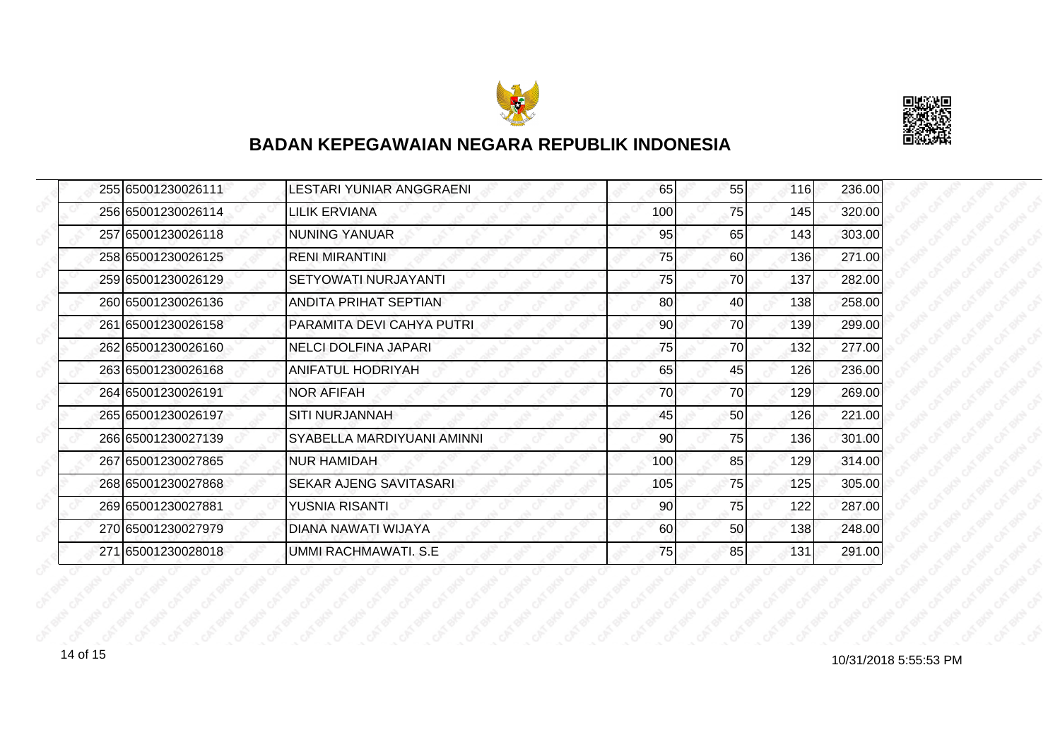# BADAN KEPEGAWAIAN NEGARA REPUBLIK INDONESIA

| | | | | | | |
|---|---|---|---|---|---|---|
| 255 | 65001230026111 | LESTARI YUNIAR ANGGRAENI | 65 | 55 | 116 | 236.00 |
| 256 | 65001230026114 | LILIK ERVIANA | 100 | 75 | 145 | 320.00 |
| 257 | 65001230026118 | NUNING YANUAR | 95 | 65 | 143 | 303.00 |
| 258 | 65001230026125 | RENI MIRANTINI | 75 | 60 | 136 | 271.00 |
| 259 | 65001230026129 | SETYOWATI NURJAYANTI | 75 | 70 | 137 | 282.00 |
| 260 | 65001230026136 | ANDITA PRIHAT SEPTIAN | 80 | 40 | 138 | 258.00 |
| 261 | 65001230026158 | PARAMITA DEVI CAHYA PUTRI | 90 | 70 | 139 | 299.00 |
| 262 | 65001230026160 | NELCI DOLFINA JAPARI | 75 | 70 | 132 | 277.00 |
| 263 | 65001230026168 | ANIFATUL HODRIYAH | 65 | 45 | 126 | 236.00 |
| 264 | 65001230026191 | NOR AFIFAH | 70 | 70 | 129 | 269.00 |
| 265 | 65001230026197 | SITI NURJANNAH | 45 | 50 | 126 | 221.00 |
| 266 | 65001230027139 | SYABELLA MARDIYUANI AMINNI | 90 | 75 | 136 | 301.00 |
| 267 | 65001230027865 | NUR HAMIDAH | 100 | 85 | 129 | 314.00 |
| 268 | 65001230027868 | SEKAR AJENG SAVITASARI | 105 | 75 | 125 | 305.00 |
| 269 | 65001230027881 | YUSNIA RISANTI | 90 | 75 | 122 | 287.00 |
| 270 | 65001230027979 | DIANA NAWATI WIJAYA | 60 | 50 | 138 | 248.00 |
| 271 | 65001230028018 | UMMI RACHMAWATI. S.E | 75 | 85 | 131 | 291.00 |

10/31/2018 5:55:53 PM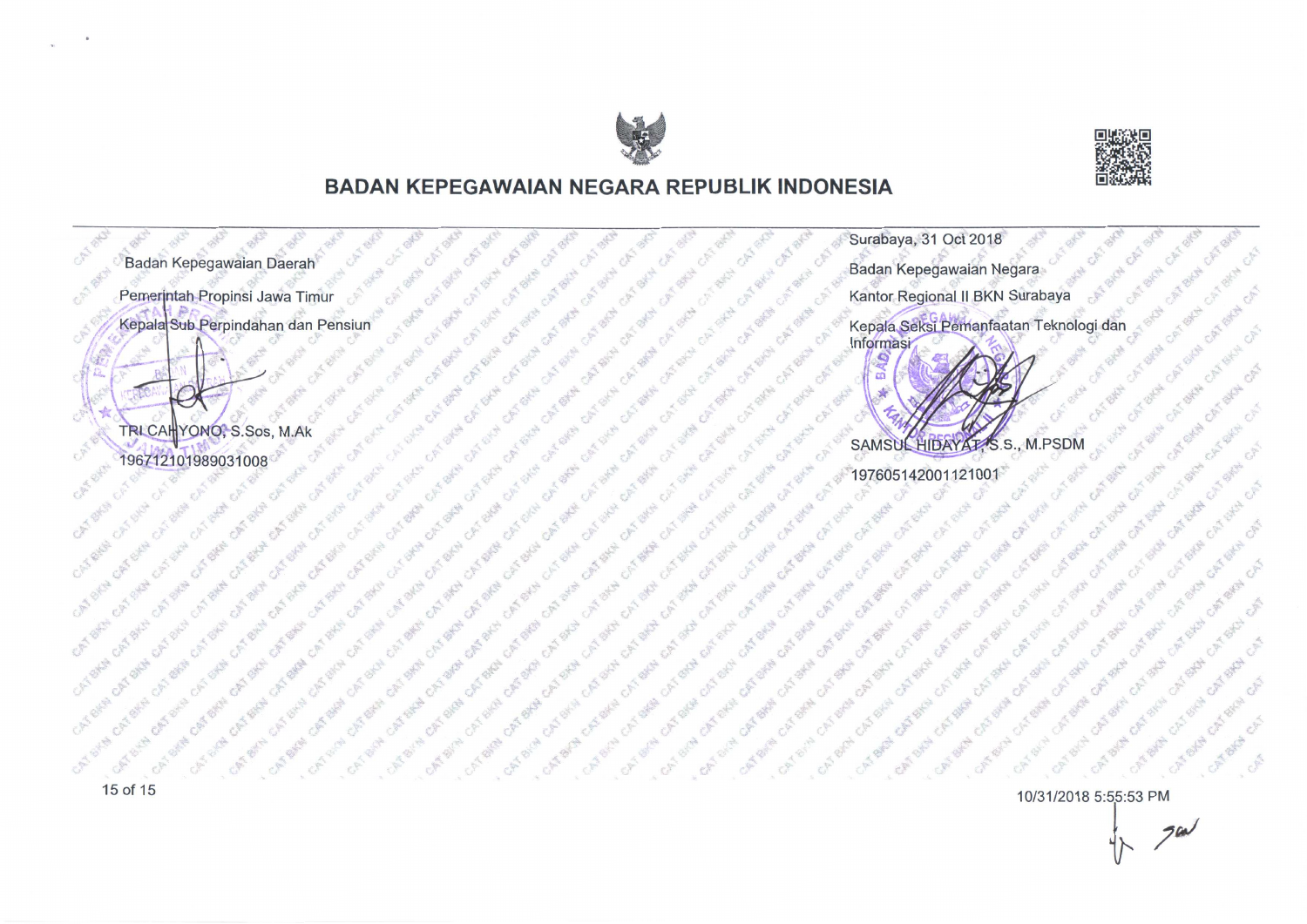# BADAN KEPEGAWAIAN NEGARA REPUBLIK INDONESIA

Badan Kepegawaian Daerah

Pemerintah Propinsi Jawa Timur

Kepala Sub Perpindahan dan Pensiun

TRI CAHYONO, S.Sos, M.Ak

196712101989031008

Surabaya, 31 Oct 2018

Badan Kepegawaian Negara

Kantor Regional II BKN Surabaya

Kepala Seksi Pemanfaatan Teknologi dan Informasi

SAMSUL HIDAYAT, S.S., M.PSDM

197605142001121001

10/31/2018 5:55:53 PM